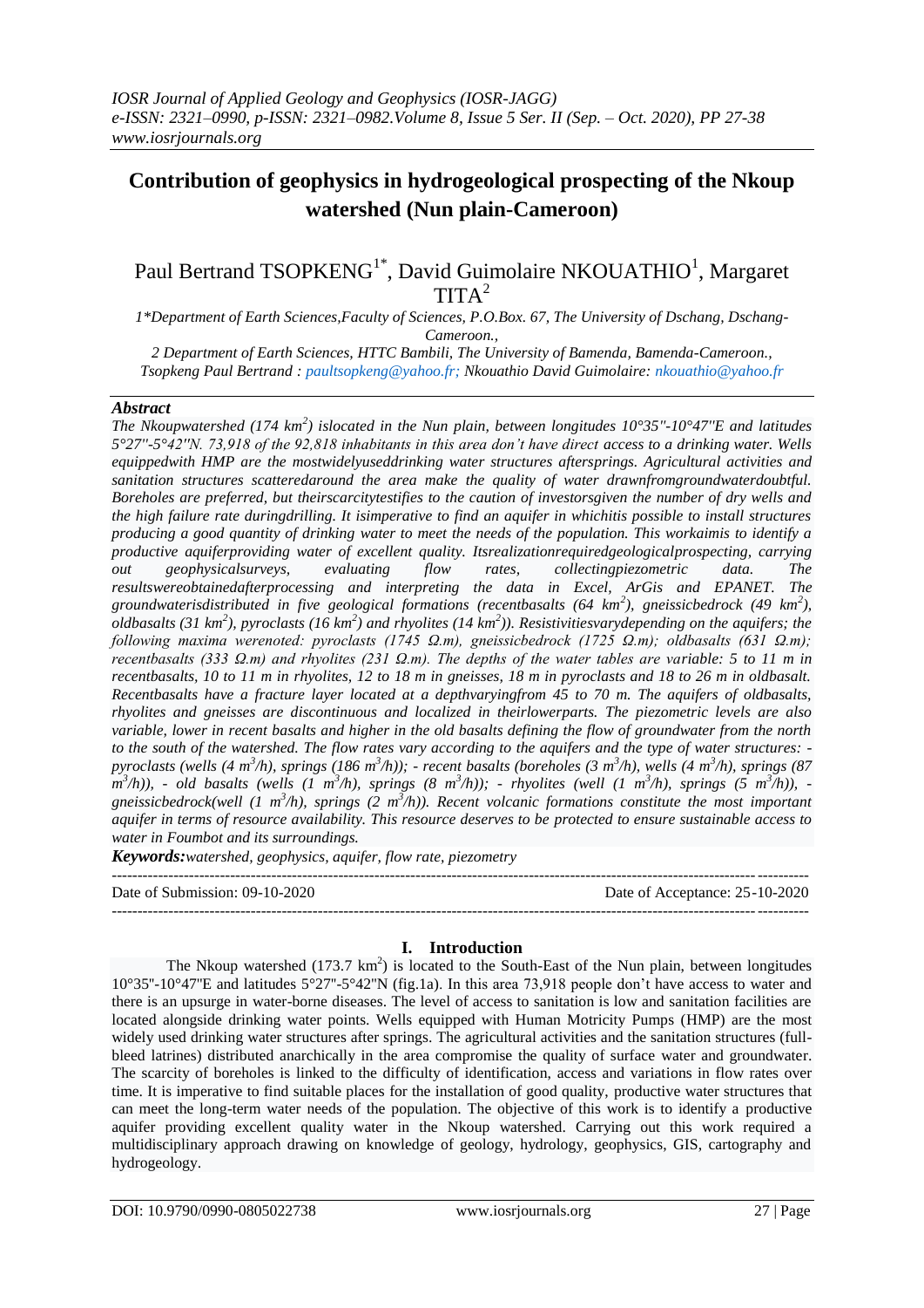# Contribution of geophysics in hydrogeological prospecting of the Nkoup watershed (Nun plain-Cameroon)

Paul Bertrand TSOPKENG[1*], David Guimolaire NKOUATHIO[1], Margaret TITA[2]

1*Department of Earth Sciences,Faculty of Sciences, P.O.Box. 67, The University of Dschang, Dschang-Cameroon.,

2 Department of Earth Sciences, HTTC Bambili, The University of Bamenda, Bamenda-Cameroon.,

Tsopkeng Paul Bertrand : paultsopkeng@yahoo.fr; Nkouathio David Guimolaire: nkouathio@yahoo.fr

## *Abstract*

*The Nkoupwatershed (174 km$^2$) islocated in the Nun plain, between longitudes 10°35''-10°47''E and latitudes 5°27''-5°42''N. 73,918 of the 92,818 inhabitants in this area don't have direct access to a drinking water. Wells equippedwith HMP are the mostwidelyuseddrinking water structures aftersprings. Agricultural activities and sanitation structures scatteredaround the area make the quality of water drawnfromgroundwaterdoubtful. Boreholes are preferred, but theirscarcitytestifies to the caution of investorsgiven the number of dry wells and the high failure rate duringdrilling. It isimperative to find an aquifer in whichitis possible to install structures producing a good quantity of drinking water to meet the needs of the population. This workaims to identify a productive aquiferproviding water of excellent quality. Itsrealizationrequiredgeologicalprospecting, carrying out geophysicalsurveys, evaluating flow rates, collectingpiezometric data. The resultswereobtainedafterprocessing and interpreting the data in Excel, ArGis and EPANET. The groundwaterisdistributed in five geological formations (recentbasalts (64 km$^2$), gneissicbedrock (49 km$^2$), oldbasalts (31 km$^2$), pyroclasts (16 km$^2$) and rhyolites (14 km$^2$)). Resistivitiesvarydepending on the aquifers; the following maxima werenoted: pyroclasts (1745 Ω.m), gneissicbedrock (1725 Ω.m); oldbasalts (631 Ω.m); recentbasalts (333 Ω.m) and rhyolites (231 Ω.m). The depths of the water tables are variable: 5 to 11 m in recentbasalts, 10 to 11 m in rhyolites, 12 to 18 m in gneisses, 18 m in pyroclasts and 18 to 26 m in oldbasalt. Recentbasalts have a fracture layer located at a depthvaryingfrom 45 to 70 m. The aquifers of oldbasalts, rhyolites and gneisses are discontinuous and localized in theirlowerparts. The piezometric levels are also variable, lower in recent basalts and higher in the old basalts defining the flow of groundwater from the north to the south of the watershed. The flow rates vary according to the aquifers and the type of water structures: - pyroclasts (wells (4 m$^3$/h), springs (186 m$^3$/h)); - recent basalts (boreholes (3 m$^3$/h), wells (4 m$^3$/h), springs (87 m$^3$/h)), - old basalts (wells (1 m$^3$/h), springs (8 m$^3$/h)); - rhyolites (well (1 m$^3$/h), springs (5 m$^3$/h)), - gneissicbedrock(well (1 m$^3$/h), springs (2 m$^3$/h)). Recent volcanic formations constitute the most important aquifer in terms of resource availability. This resource deserves to be protected to ensure sustainable access to water in Foumbot and its surroundings.*

***Keywords:****watershed, geophysics, aquifer, flow rate, piezometry*

---

Date of Submission: 09-10-2020 Date of Acceptance: 25-10-2020

---

## I. Introduction

The Nkoup watershed (173.7 km$^2$) is located to the South-East of the Nun plain, between longitudes 10°35''-10°47''E and latitudes 5°27''-5°42''N (fig.1a). In this area 73,918 people don't have access to water and there is an upsurge in water-borne diseases. The level of access to sanitation is low and sanitation facilities are located alongside drinking water points. Wells equipped with Human Motricity Pumps (HMP) are the most widely used drinking water structures after springs. The agricultural activities and the sanitation structures (full-bleed latrines) distributed anarchically in the area compromise the quality of surface water and groundwater. The scarcity of boreholes is linked to the difficulty of identification, access and variations in flow rates over time. It is imperative to find suitable places for the installation of good quality, productive water structures that can meet the long-term water needs of the population. The objective of this work is to identify a productive aquifer providing excellent quality water in the Nkoup watershed. Carrying out this work required a multidisciplinary approach drawing on knowledge of geology, hydrology, geophysics, GIS, cartography and hydrogeology.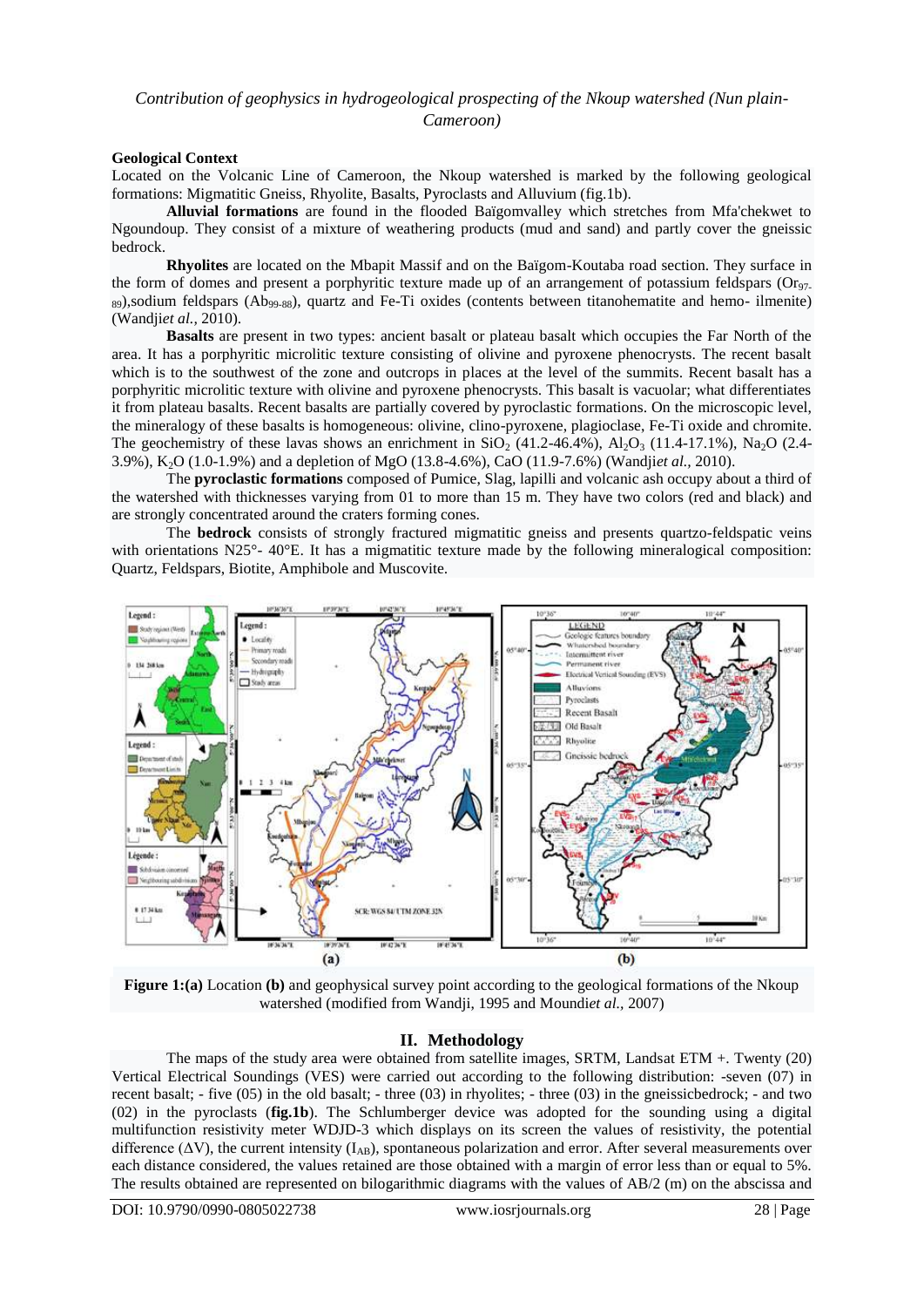### Geological Context

Located on the Volcanic Line of Cameroon, the Nkoup watershed is marked by the following geological formations: Migmatitic Gneiss, Rhyolite, Basalts, Pyroclasts and Alluvium (fig.1b).

**Alluvial formations** are found in the flooded Baïgomvalley which stretches from Mfa'chekwet to Ngoundoup. They consist of a mixture of weathering products (mud and sand) and partly cover the gneissic bedrock.

**Rhyolites** are located on the Mbapit Massif and on the Baïgom-Koutaba road section. They surface in the form of domes and present a porphyritic texture made up of an arrangement of potassium feldspars ($Or_{97-89}$),sodium feldspars ($Ab_{99-88}$), quartz and Fe-Ti oxides (contents between titanohematite and hemo- ilmenite) (Wandji*et al.,* 2010).

**Basalts** are present in two types: ancient basalt or plateau basalt which occupies the Far North of the area. It has a porphyritic microlitic texture consisting of olivine and pyroxene phenocrysts. The recent basalt which is to the southwest of the zone and outcrops in places at the level of the summits. Recent basalt has a porphyritic microlitic texture with olivine and pyroxene phenocrysts. This basalt is vacuolar; what differentiates it from plateau basalts. Recent basalts are partially covered by pyroclastic formations. On the microscopic level, the mineralogy of these basalts is homogeneous: olivine, clino-pyroxene, plagioclase, Fe-Ti oxide and chromite. The geochemistry of these lavas shows an enrichment in $SiO_2$ (41.2-46.4%), $Al_2O_3$ (11.4-17.1%), $Na_2O$ (2.4-3.9%), $K_2O$ (1.0-1.9%) and a depletion of MgO (13.8-4.6%), CaO (11.9-7.6%) (Wandji*et al.,* 2010).

The **pyroclastic formations** composed of Pumice, Slag, lapilli and volcanic ash occupy about a third of the watershed with thicknesses varying from 01 to more than 15 m. They have two colors (red and black) and are strongly concentrated around the craters forming cones.

The **bedrock** consists of strongly fractured migmatitic gneiss and presents quartzo-feldspatic veins with orientations N25°- 40°E. It has a migmatitic texture made by the following mineralogical composition: Quartz, Feldspars, Biotite, Amphibole and Muscovite.

**Figure 1:(a)** Location **(b)** and geophysical survey point according to the geological formations of the Nkoup watershed (modified from Wandji, 1995 and Moundi*et al.,* 2007)

## II. Methodology

The maps of the study area were obtained from satellite images, SRTM, Landsat ETM +. Twenty (20) Vertical Electrical Soundings (VES) were carried out according to the following distribution: -seven (07) in recent basalt; - five (05) in the old basalt; - three (03) in rhyolites; - three (03) in the gneissicbedrock; - and two (02) in the pyroclasts (**fig.1b**). The Schlumberger device was adopted for the sounding using a digital multifunction resistivity meter WDJD-3 which displays on its screen the values of resistivity, the potential difference ($\Delta V$), the current intensity ($I_{AB}$), spontaneous polarization and error. After several measurements over each distance considered, the values retained are those obtained with a margin of error less than or equal to 5%. The results obtained are represented on bilogarithmic diagrams with the values of AB/2 (m) on the abscissa and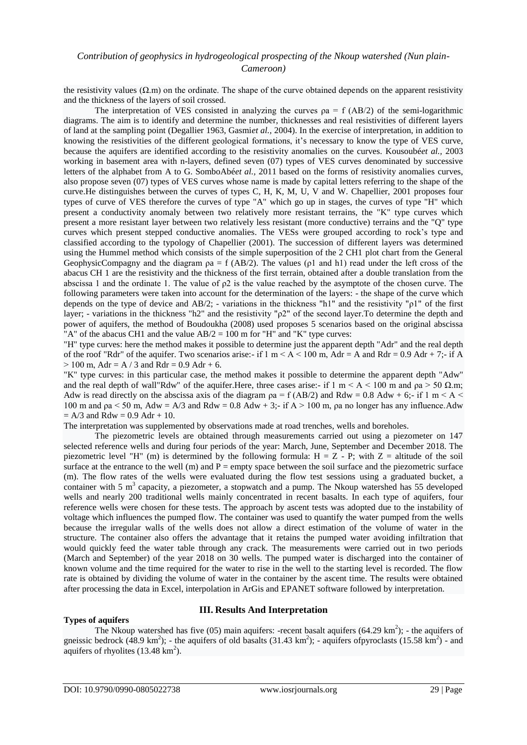the resistivity values (Ω.m) on the ordinate. The shape of the curve obtained depends on the apparent resistivity and the thickness of the layers of soil crossed.

The interpretation of VES consisted in analyzing the curves $\rho a = f(AB/2)$ of the semi-logarithmic diagrams. The aim is to identify and determine the number, thicknesses and real resistivities of different layers of land at the sampling point (Degallier 1963, Gasmi*et al.*, 2004). In the exercise of interpretation, in addition to knowing the resistivities of the different geological formations, it's necessary to know the type of VES curve, because the aquifers are identified according to the resistivity anomalies on the curves. Kousoubé*et al.*, 2003 working in basement area with n-layers, defined seven (07) types of VES curves denominated by successive letters of the alphabet from A to G. SomboAbé*et al.,* 2011 based on the forms of resistivity anomalies curves, also propose seven (07) types of VES curves whose name is made by capital letters referring to the shape of the curve.He distinguishes between the curves of types C, H, K, M, U, V and W. Chapellier, 2001 proposes four types of curve of VES therefore the curves of type "A" which go up in stages, the curves of type "H" which present a conductivity anomaly between two relatively more resistant terrains, the "K" type curves which present a more resistant layer between two relatively less resistant (more conductive) terrains and the "Q" type curves which present stepped conductive anomalies. The VESs were grouped according to rock's type and classified according to the typology of Chapellier (2001). The succession of different layers was determined using the Hummel method which consists of the simple superposition of the 2 CH1 plot chart from the General GeophysicCompagny and the diagram $\rho a = f(AB/2)$. The values ($\rho 1$ and h1) read under the left cross of the abacus CH 1 are the resistivity and the thickness of the first terrain, obtained after a double translation from the abscissa 1 and the ordinate 1. The value of $\rho 2$ is the value reached by the asymptote of the chosen curve. The following parameters were taken into account for the determination of the layers: - the shape of the curve which depends on the type of device and AB/2; - variations in the thickness "h1" and the resistivity "$\rho 1$" of the first layer; - variations in the thickness "h2" and the resistivity "$\rho 2$" of the second layer.To determine the depth and power of aquifers, the method of Boudoukha (2008) used proposes 5 scenarios based on the original abscissa "A" of the abacus CH1 and the value AB/2 = 100 m for "H" and "K" type curves:

"H" type curves: here the method makes it possible to determine just the apparent depth "Adr" and the real depth of the roof "Rdr" of the aquifer. Two scenarios arise:- if 1 m < A < 100 m, Adr = A and Rdr = 0.9 Adr + 7;- if A > 100 m, Adr = A / 3 and Rdr = 0.9 Adr + 6.

"K" type curves: in this particular case, the method makes it possible to determine the apparent depth "Adw" and the real depth of wall"Rdw" of the aquifer.Here, three cases arise:- if 1 m < A < 100 m and $\rho a > 50$ Ω.m; Adw is read directly on the abscissa axis of the diagram $\rho a = f(AB/2)$ and Rdw = 0.8 Adw + 6;- if 1 m < A < 100 m and $\rho a < 50$ m, Adw = A/3 and Rdw = 0.8 Adw + 3;- if A > 100 m, $\rho a$ no longer has any influence.Adw = A/3 and Rdw = 0.9 Adr + 10.

The interpretation was supplemented by observations made at road trenches, wells and boreholes.

The piezometric levels are obtained through measurements carried out using a piezometer on 147 selected reference wells and during four periods of the year: March, June, September and December 2018. The piezometric level "H" (m) is determined by the following formula: H = Z - P; with Z = altitude of the soil surface at the entrance to the well (m) and P = empty space between the soil surface and the piezometric surface (m). The flow rates of the wells were evaluated during the flow test sessions using a graduated bucket, a container with 5 $m^3$ capacity, a piezometer, a stopwatch and a pump. The Nkoup watershed has 55 developed wells and nearly 200 traditional wells mainly concentrated in recent basalts. In each type of aquifers, four reference wells were chosen for these tests. The approach by ascent tests was adopted due to the instability of voltage which influences the pumped flow. The container was used to quantify the water pumped from the wells because the irregular walls of the wells does not allow a direct estimation of the volume of water in the structure. The container also offers the advantage that it retains the pumped water avoiding infiltration that would quickly feed the water table through any crack. The measurements were carried out in two periods (March and September) of the year 2018 on 30 wells. The pumped water is discharged into the container of known volume and the time required for the water to rise in the well to the starting level is recorded. The flow rate is obtained by dividing the volume of water in the container by the ascent time. The results were obtained after processing the data in Excel, interpolation in ArGis and EPANET software followed by interpretation.

## III. Results And Interpretation

**Types of aquifers**

The Nkoup watershed has five (05) main aquifers: -recent basalt aquifers (64.29 $km^2$); - the aquifers of gneissic bedrock (48.9 $km^2$); - the aquifers of old basalts (31.43 $km^2$); - aquifers ofpyroclasts (15.58 $km^2$) - and aquifers of rhyolites (13.48 $km^2$).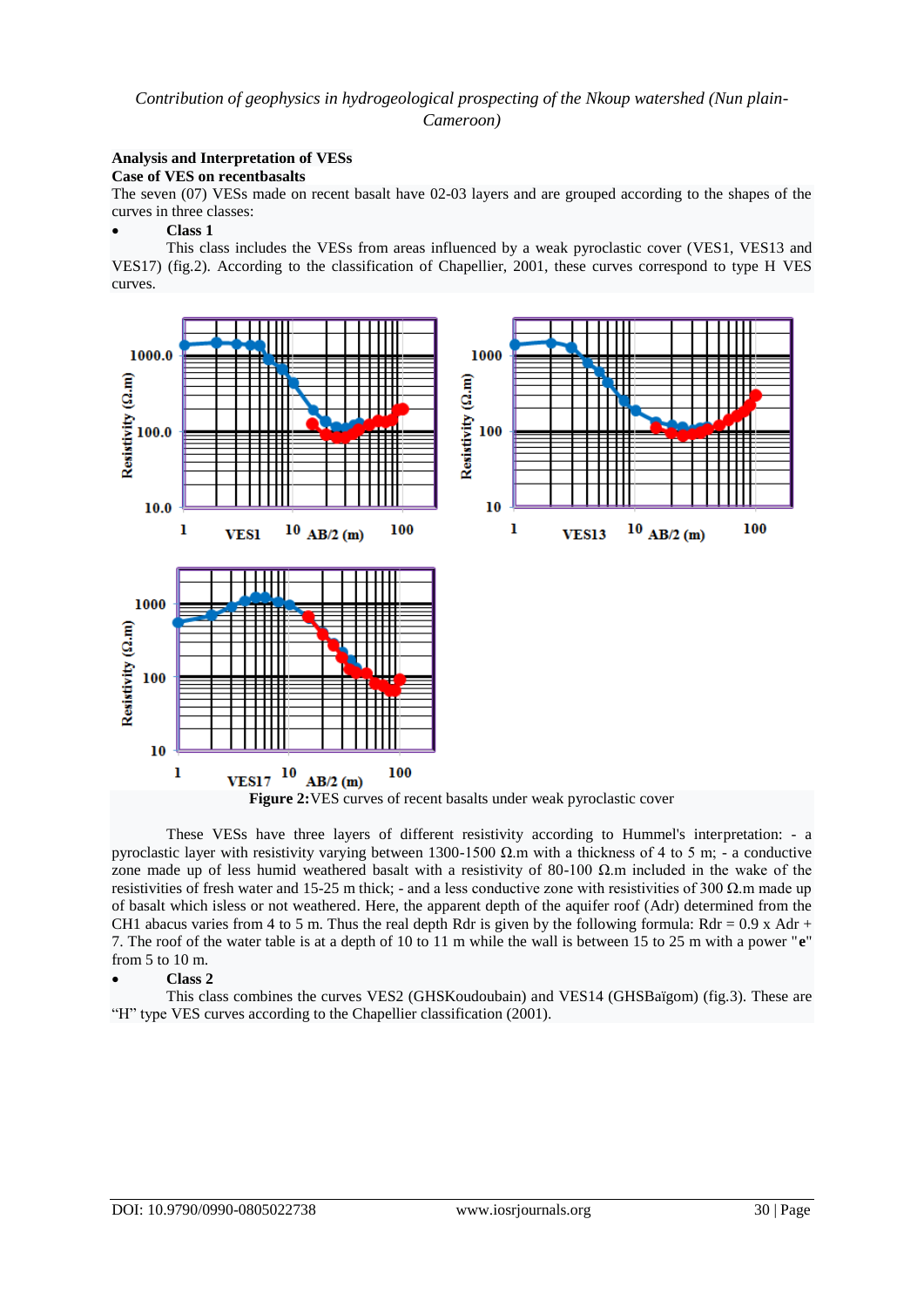## Analysis and Interpretation of VESs

### Case of VES on recentbasalts

The seven (07) VESs made on recent basalt have 02-03 layers and are grouped according to the shapes of the curves in three classes:

- **Class 1**

This class includes the VESs from areas influenced by a weak pyroclastic cover (VES1, VES13 and VES17) (fig.2). According to the classification of Chapellier, 2001, these curves correspond to type H VES curves.

**Figure 2:**VES curves of recent basalts under weak pyroclastic cover

These VESs have three layers of different resistivity according to Hummel's interpretation: - a pyroclastic layer with resistivity varying between 1300-1500 Ω.m with a thickness of 4 to 5 m; - a conductive zone made up of less humid weathered basalt with a resistivity of 80-100 Ω.m included in the wake of the resistivities of fresh water and 15-25 m thick; - and a less conductive zone with resistivities of 300 Ω.m made up of basalt which isless or not weathered. Here, the apparent depth of the aquifer roof (Adr) determined from the CH1 abacus varies from 4 to 5 m. Thus the real depth Rdr is given by the following formula: $Rdr = 0.9 \times Adr + 7$. The roof of the water table is at a depth of 10 to 11 m while the wall is between 15 to 25 m with a power "**e**" from 5 to 10 m.

- **Class 2**

This class combines the curves VES2 (GHSKoudoubain) and VES14 (GHSBaïgom) (fig.3). These are “H” type VES curves according to the Chapellier classification (2001).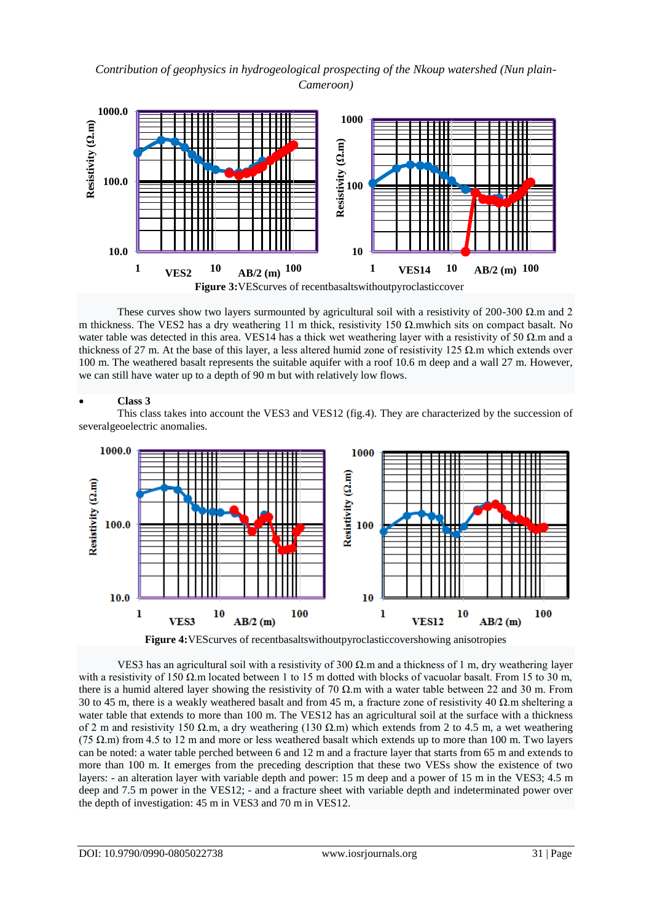**Figure 3:** VEScurves of recentbasaltswithoutpyroclasticcover

These curves show two layers surmounted by agricultural soil with a resistivity of 200-300 Ω.m and 2 m thickness. The VES2 has a dry weathering 11 m thick, resistivity 150 Ω.mwhich sits on compact basalt. No water table was detected in this area. VES14 has a thick wet weathering layer with a resistivity of 50 Ω.m and a thickness of 27 m. At the base of this layer, a less altered humid zone of resistivity 125 Ω.m which extends over 100 m. The weathered basalt represents the suitable aquifer with a roof 10.6 m deep and a wall 27 m. However, we can still have water up to a depth of 90 m but with relatively low flows.

- **Class 3**

This class takes into account the VES3 and VES12 (fig.4). They are characterized by the succession of severalgeoelectric anomalies.

**Figure 4:** VEScurves of recentbasaltswithoutpyroclasticcovershowing anisotropies

VES3 has an agricultural soil with a resistivity of 300 Ω.m and a thickness of 1 m, dry weathering layer with a resistivity of 150 Ω.m located between 1 to 15 m dotted with blocks of vacuolar basalt. From 15 to 30 m, there is a humid altered layer showing the resistivity of 70 Ω.m with a water table between 22 and 30 m. From 30 to 45 m, there is a weakly weathered basalt and from 45 m, a fracture zone of resistivity 40 Ω.m sheltering a water table that extends to more than 100 m. The VES12 has an agricultural soil at the surface with a thickness of 2 m and resistivity 150 Ω.m, a dry weathering (130 Ω.m) which extends from 2 to 4.5 m, a wet weathering (75 Ω.m) from 4.5 to 12 m and more or less weathered basalt which extends up to more than 100 m. Two layers can be noted: a water table perched between 6 and 12 m and a fracture layer that starts from 65 m and extends to more than 100 m. It emerges from the preceding description that these two VESs show the existence of two layers: - an alteration layer with variable depth and power: 15 m deep and a power of 15 m in the VES3; 4.5 m deep and 7.5 m power in the VES12; - and a fracture sheet with variable depth and indeterminated power over the depth of investigation: 45 m in VES3 and 70 m in VES12.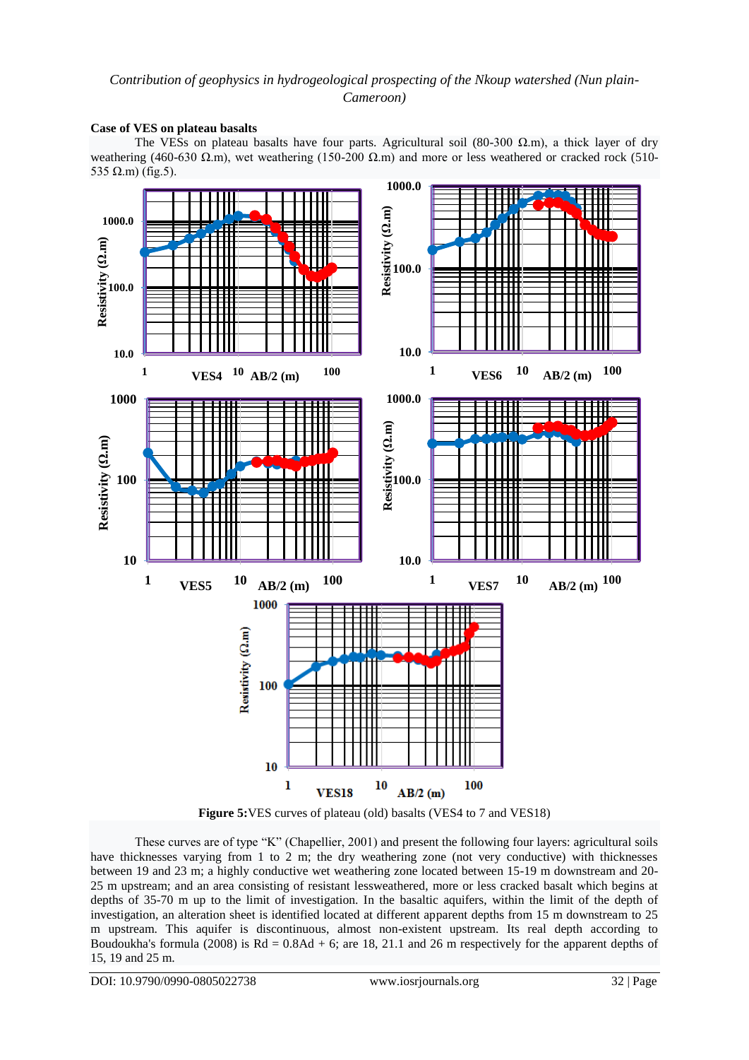#### Case of VES on plateau basalts

The VESs on plateau basalts have four parts. Agricultural soil (80-300 Ω.m), a thick layer of dry weathering (460-630 Ω.m), wet weathering (150-200 Ω.m) and more or less weathered or cracked rock (510-535 Ω.m) (fig.5).

**Figure 5:** VES curves of plateau (old) basalts (VES4 to 7 and VES18)

These curves are of type "K" (Chapellier, 2001) and present the following four layers: agricultural soils have thicknesses varying from 1 to 2 m; the dry weathering zone (not very conductive) with thicknesses between 19 and 23 m; a highly conductive wet weathering zone located between 15-19 m downstream and 20-25 m upstream; and an area consisting of resistant lessweathered, more or less cracked basalt which begins at depths of 35-70 m up to the limit of investigation. In the basaltic aquifers, within the limit of the depth of investigation, an alteration sheet is identified located at different apparent depths from 15 m downstream to 25 m upstream. This aquifer is discontinuous, almost non-existent upstream. Its real depth according to Boudoukha's formula (2008) is Rd = 0.8Ad + 6; are 18, 21.1 and 26 m respectively for the apparent depths of 15, 19 and 25 m.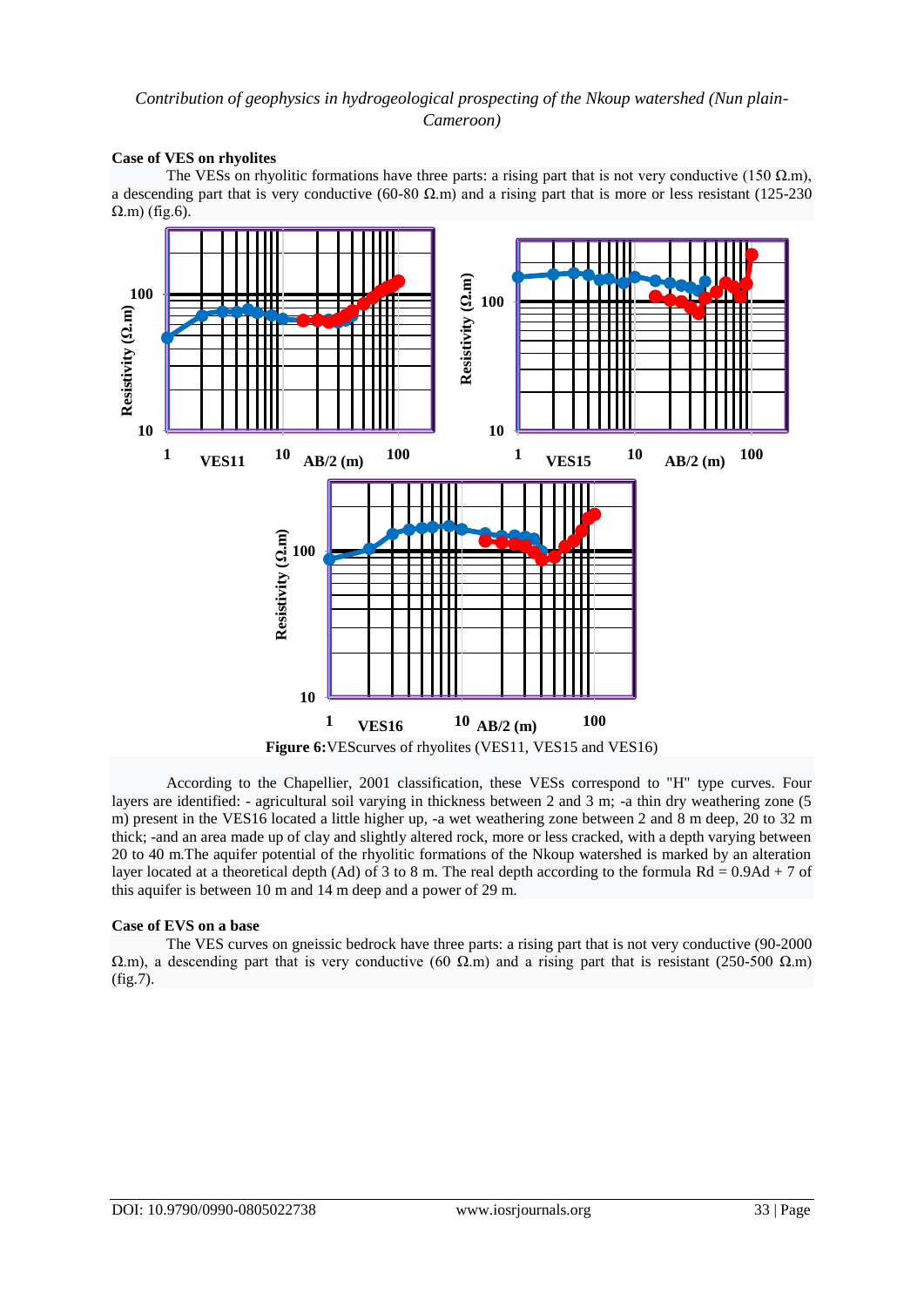### Case of VES on rhyolites

The VESs on rhyolitic formations have three parts: a rising part that is not very conductive (150 Ω.m), a descending part that is very conductive (60-80 Ω.m) and a rising part that is more or less resistant (125-230 Ω.m) (fig.6).

**Figure 6:** VEScurves of rhyolites (VES11, VES15 and VES16)

According to the Chapellier, 2001 classification, these VESs correspond to "H" type curves. Four layers are identified: - agricultural soil varying in thickness between 2 and 3 m; -a thin dry weathering zone (5 m) present in the VES16 located a little higher up, -a wet weathering zone between 2 and 8 m deep, 20 to 32 m thick; -and an area made up of clay and slightly altered rock, more or less cracked, with a depth varying between 20 to 40 m.The aquifer potential of the rhyolitic formations of the Nkoup watershed is marked by an alteration layer located at a theoretical depth (Ad) of 3 to 8 m. The real depth according to the formula $Rd = 0.9Ad + 7$ of this aquifer is between 10 m and 14 m deep and a power of 29 m.

### Case of EVS on a base

The VES curves on gneissic bedrock have three parts: a rising part that is not very conductive (90-2000 Ω.m), a descending part that is very conductive (60 Ω.m) and a rising part that is resistant (250-500 Ω.m) (fig.7).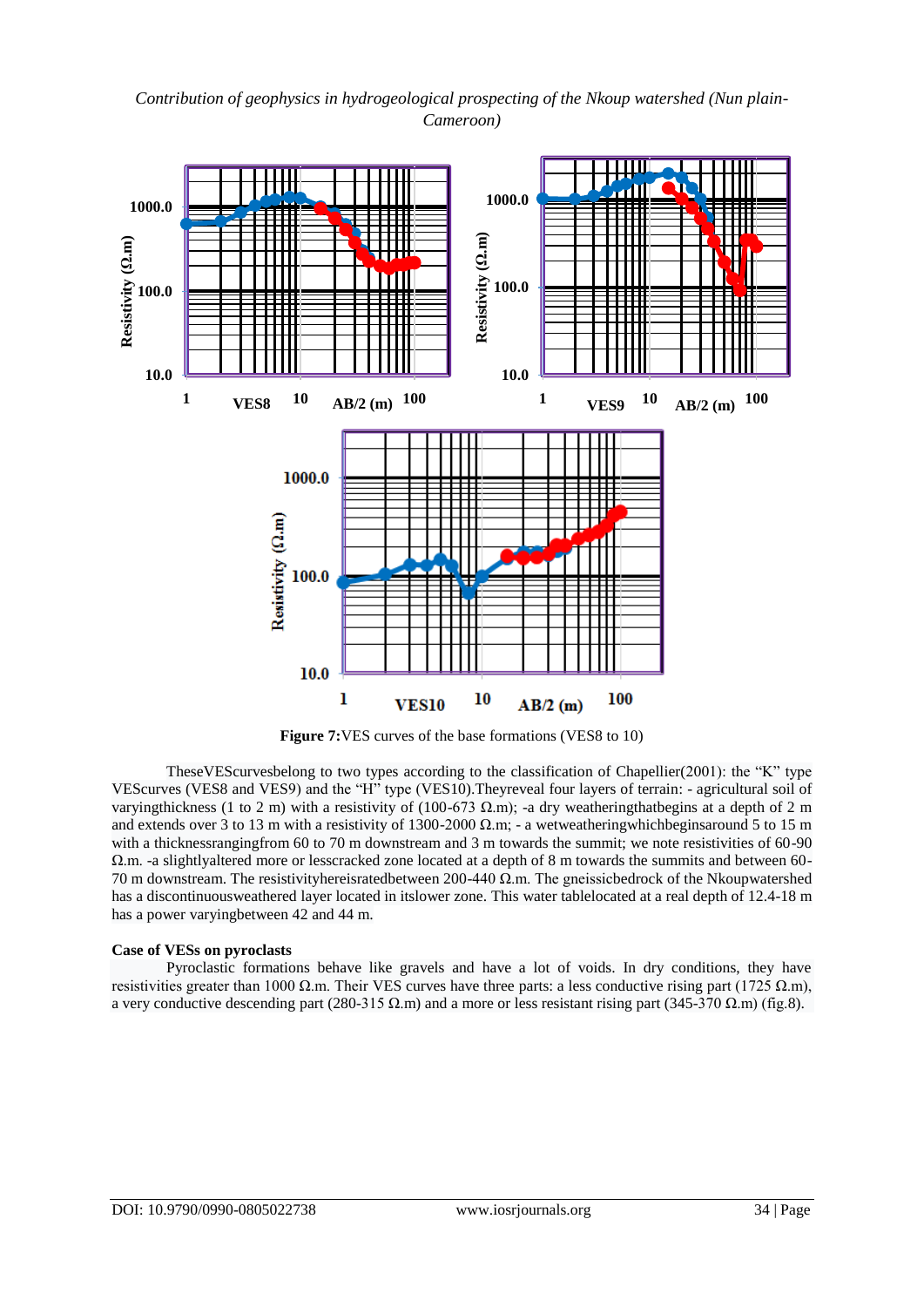**Figure 7:** VES curves of the base formations (VES8 to 10)

TheseVEScurvesbelong to two types according to the classification of Chapellier(2001): the "K" type VEScurves (VES8 and VES9) and the "H" type (VES10).Theyreveal four layers of terrain: - agricultural soil of varyingthickness (1 to 2 m) with a resistivity of (100-673 Ω.m); -a dry weatheringthatbegins at a depth of 2 m and extends over 3 to 13 m with a resistivity of 1300-2000 Ω.m; - a wetweatheringwhichbeginsaround 5 to 15 m with a thicknessrangingfrom 60 to 70 m downstream and 3 m towards the summit; we note resistivities of 60-90 Ω.m. -a slightlyaltered more or lesscracked zone located at a depth of 8 m towards the summits and between 60-70 m downstream. The resistivityhereisratedbetween 200-440 Ω.m. The gneissicbedrock of the Nkoupwatershed has a discontinuousweathered layer located in itslower zone. This water tablelocated at a real depth of 12.4-18 m has a power varyingbetween 42 and 44 m.

**Case of VESs on pyroclasts**

Pyroclastic formations behave like gravels and have a lot of voids. In dry conditions, they have resistivities greater than 1000 Ω.m. Their VES curves have three parts: a less conductive rising part (1725 Ω.m), a very conductive descending part (280-315 Ω.m) and a more or less resistant rising part (345-370 Ω.m) (fig.8).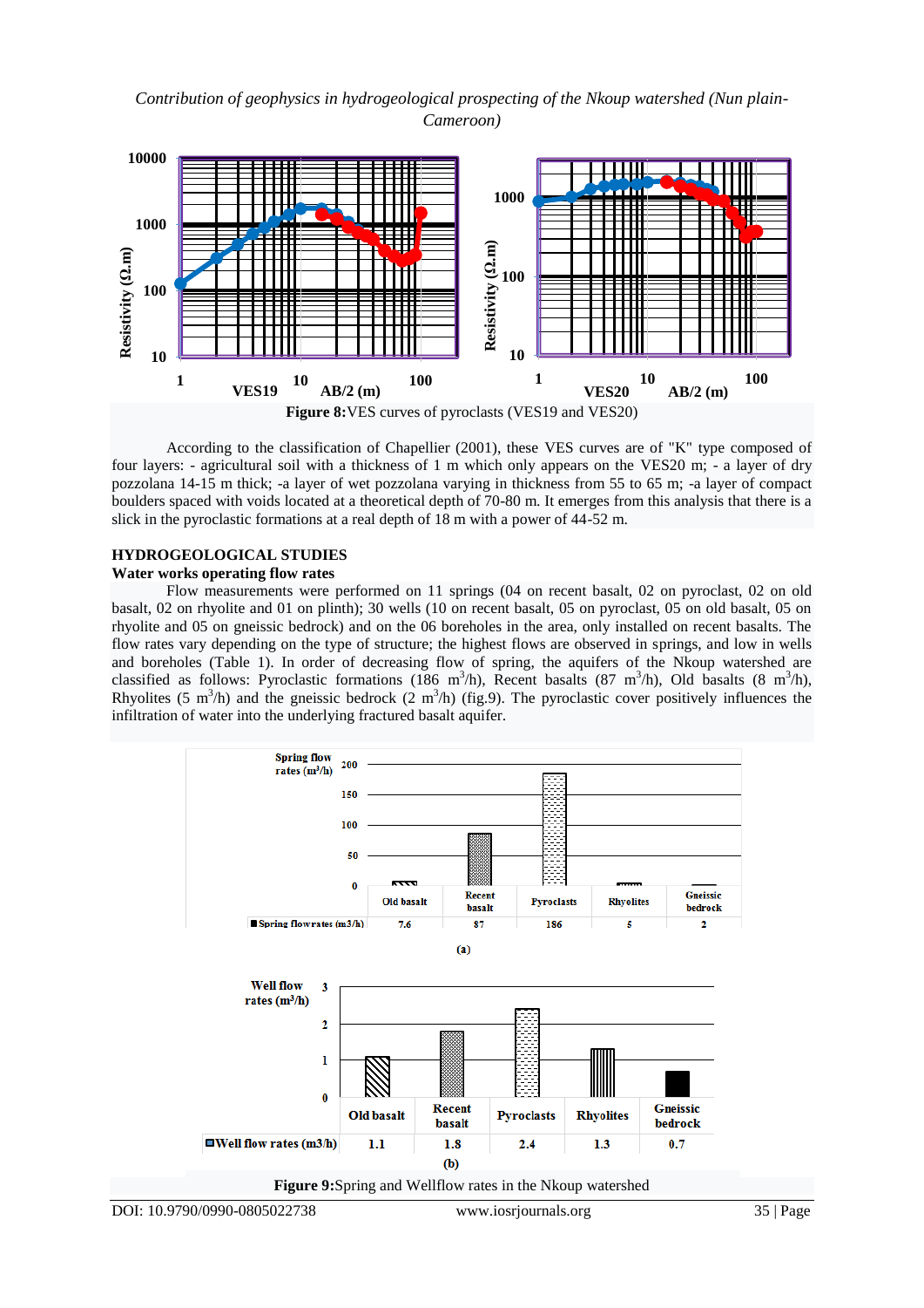Figure 8:VES curves of pyroclasts (VES19 and VES20)

According to the classification of Chapellier (2001), these VES curves are of "K" type composed of four layers: - agricultural soil with a thickness of 1 m which only appears on the VES20 m; - a layer of dry pozzolana 14-15 m thick; -a layer of wet pozzolana varying in thickness from 55 to 65 m; -a layer of compact boulders spaced with voids located at a theoretical depth of 70-80 m. It emerges from this analysis that there is a slick in the pyroclastic formations at a real depth of 18 m with a power of 44-52 m.

## HYDROGEOLOGICAL STUDIES

### Water works operating flow rates

Flow measurements were performed on 11 springs (04 on recent basalt, 02 on pyroclast, 02 on old basalt, 02 on rhyolite and 01 on plinth); 30 wells (10 on recent basalt, 05 on pyroclast, 05 on old basalt, 05 on rhyolite and 05 on gneissic bedrock) and on the 06 boreholes in the area, only installed on recent basalts. The flow rates vary depending on the type of structure; the highest flows are observed in springs, and low in wells and boreholes (Table 1). In order of decreasing flow of spring, the aquifers of the Nkoup watershed are classified as follows: Pyroclastic formations (186 $m^3$/h), Recent basalts (87 $m^3$/h), Old basalts (8 $m^3$/h), Rhyolites (5 $m^3$/h) and the gneissic bedrock (2 $m^3$/h) (fig.9). The pyroclastic cover positively influences the infiltration of water into the underlying fractured basalt aquifer.

| | Old basalt | Recent basalt | Pyroclasts | Rhyolites | Gneissic bedrock |
|---|---|---|---|---|---|
| Spring flowrates (m3/h) | 7.6 | 87 | 186 | 5 | 2 |

(a)

| | Old basalt | Recent basalt | Pyroclasts | Rhyolites | Gneissic bedrock |
|---|---|---|---|---|---|
| Well flow rates (m3/h) | 1.1 | 1.8 | 2.4 | 1.3 | 0.7 |

(b)

Figure 9:Spring and Wellflow rates in the Nkoup watershed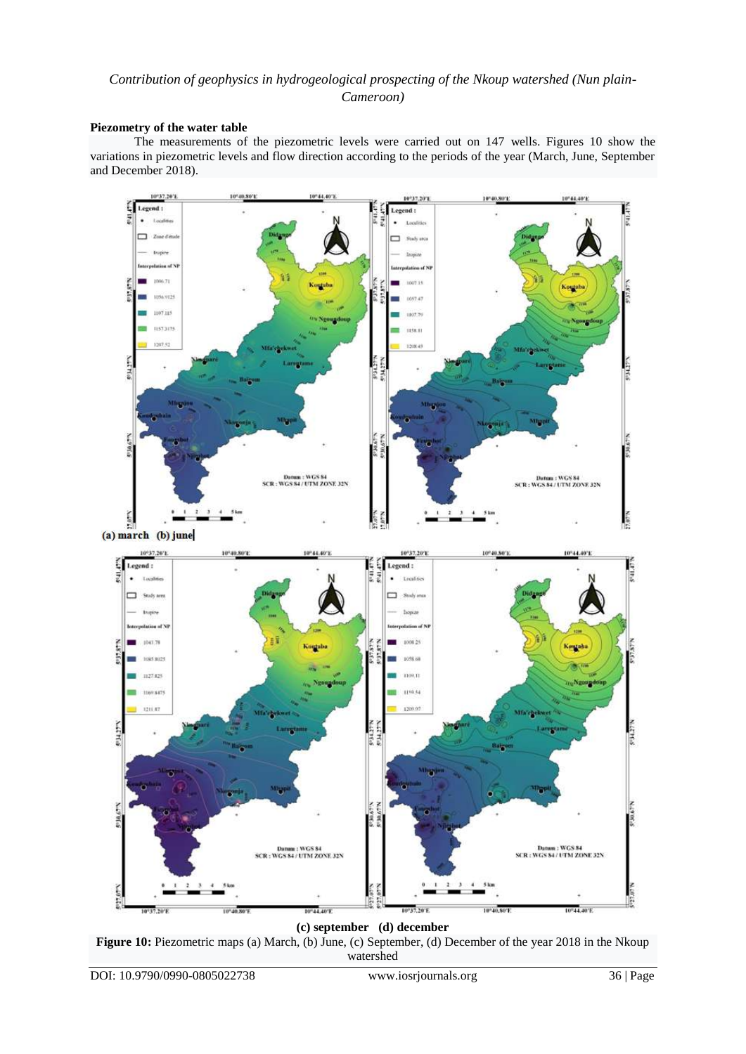### Piezometry of the water table

The measurements of the piezometric levels were carried out on 147 wells. Figures 10 show the variations in piezometric levels and flow direction according to the periods of the year (March, June, September and December 2018).

**(a) march (b) june**

**(c) september (d) december**

**Figure 10:** Piezometric maps (a) March, (b) June, (c) September, (d) December of the year 2018 in the Nkoup watershed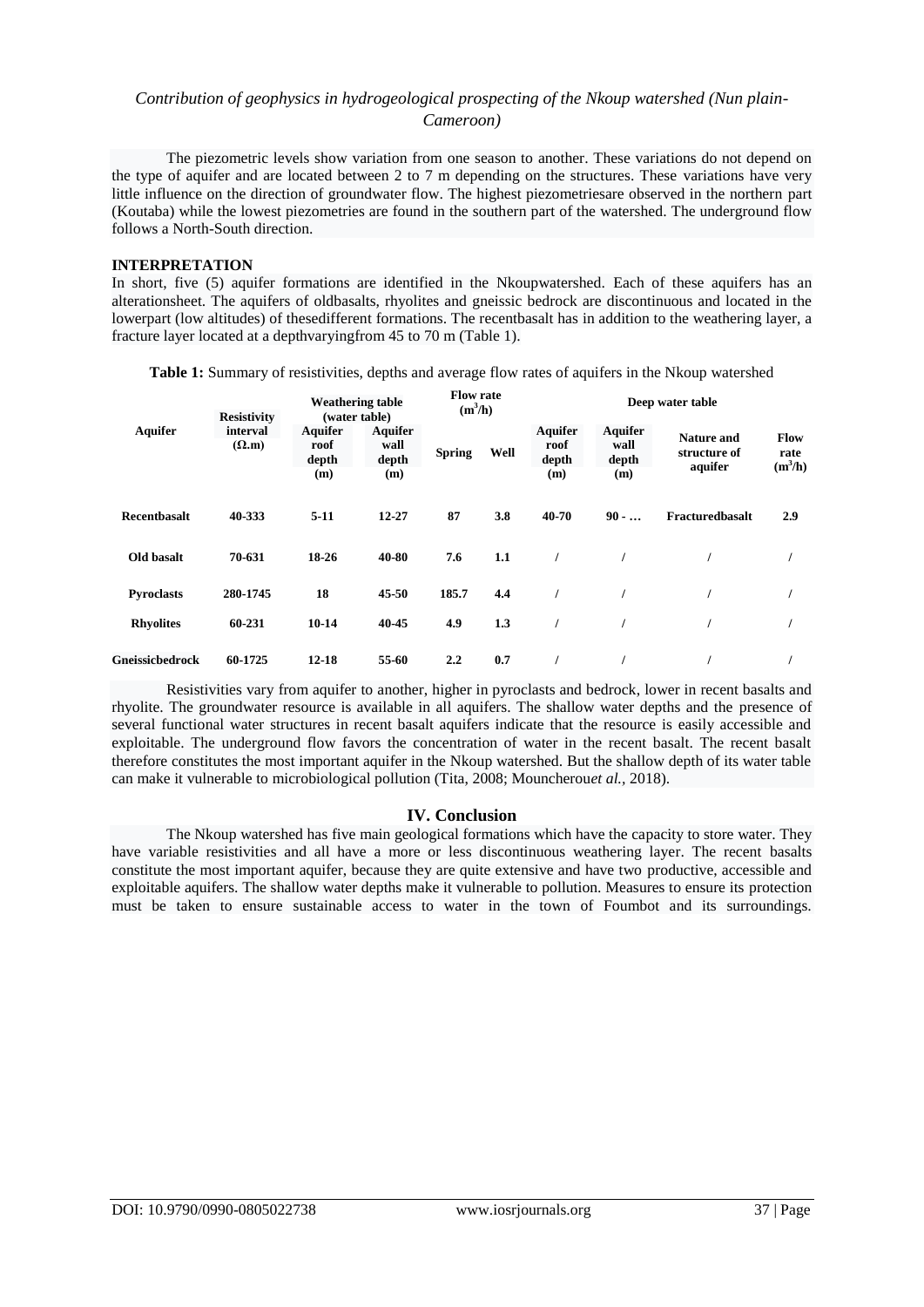The piezometric levels show variation from one season to another. These variations do not depend on the type of aquifer and are located between 2 to 7 m depending on the structures. These variations have very little influence on the direction of groundwater flow. The highest piezometriesare observed in the northern part (Koutaba) while the lowest piezometries are found in the southern part of the watershed. The underground flow follows a North-South direction.

**INTERPRETATION**

In short, five (5) aquifer formations are identified in the Nkoupwatershed. Each of these aquifers has an alterationsheet. The aquifers of oldbasalts, rhyolites and gneissic bedrock are discontinuous and located in the lowerpart (low altitudes) of thesedifferent formations. The recentbasalt has in addition to the weathering layer, a fracture layer located at a depthvaryingfrom 45 to 70 m (Table 1).

**Table 1:** Summary of resistivities, depths and average flow rates of aquifers in the Nkoup watershed

| Aquifer | Resistivity interval (Ω.m) | Weathering table (water table) | | Flow rate ($m^3/h$) | | Deep water table | | | |
|---|---|---|---|---|---|---|---|---|---|
| | | Aquifer roof depth (m) | Aquifer wall depth (m) | Spring | Well | Aquifer roof depth (m) | Aquifer wall depth (m) | Nature and structure of aquifer | Flow rate ($m^3/h$) |
| **Recentbasalt** | **40-333** | **5-11** | **12-27** | **87** | **3.8** | **40-70** | **90 - …** | **Fracturedbasalt** | **2.9** |
| **Old basalt** | **70-631** | **18-26** | **40-80** | **7.6** | **1.1** | / | / | / | / |
| **Pyroclasts** | **280-1745** | **18** | **45-50** | **185.7** | **4.4** | / | / | / | / |
| **Rhyolites** | **60-231** | **10-14** | **40-45** | **4.9** | **1.3** | / | / | / | / |
| **Gneissicbedrock** | **60-1725** | **12-18** | **55-60** | **2.2** | **0.7** | / | / | / | / |

Resistivities vary from aquifer to another, higher in pyroclasts and bedrock, lower in recent basalts and rhyolite. The groundwater resource is available in all aquifers. The shallow water depths and the presence of several functional water structures in recent basalt aquifers indicate that the resource is easily accessible and exploitable. The underground flow favors the concentration of water in the recent basalt. The recent basalt therefore constitutes the most important aquifer in the Nkoup watershed. But the shallow depth of its water table can make it vulnerable to microbiological pollution (Tita, 2008; Mouncherou*et al.*, 2018).

## IV. Conclusion

The Nkoup watershed has five main geological formations which have the capacity to store water. They have variable resistivities and all have a more or less discontinuous weathering layer. The recent basalts constitute the most important aquifer, because they are quite extensive and have two productive, accessible and exploitable aquifers. The shallow water depths make it vulnerable to pollution. Measures to ensure its protection must be taken to ensure sustainable access to water in the town of Foumbot and its surroundings.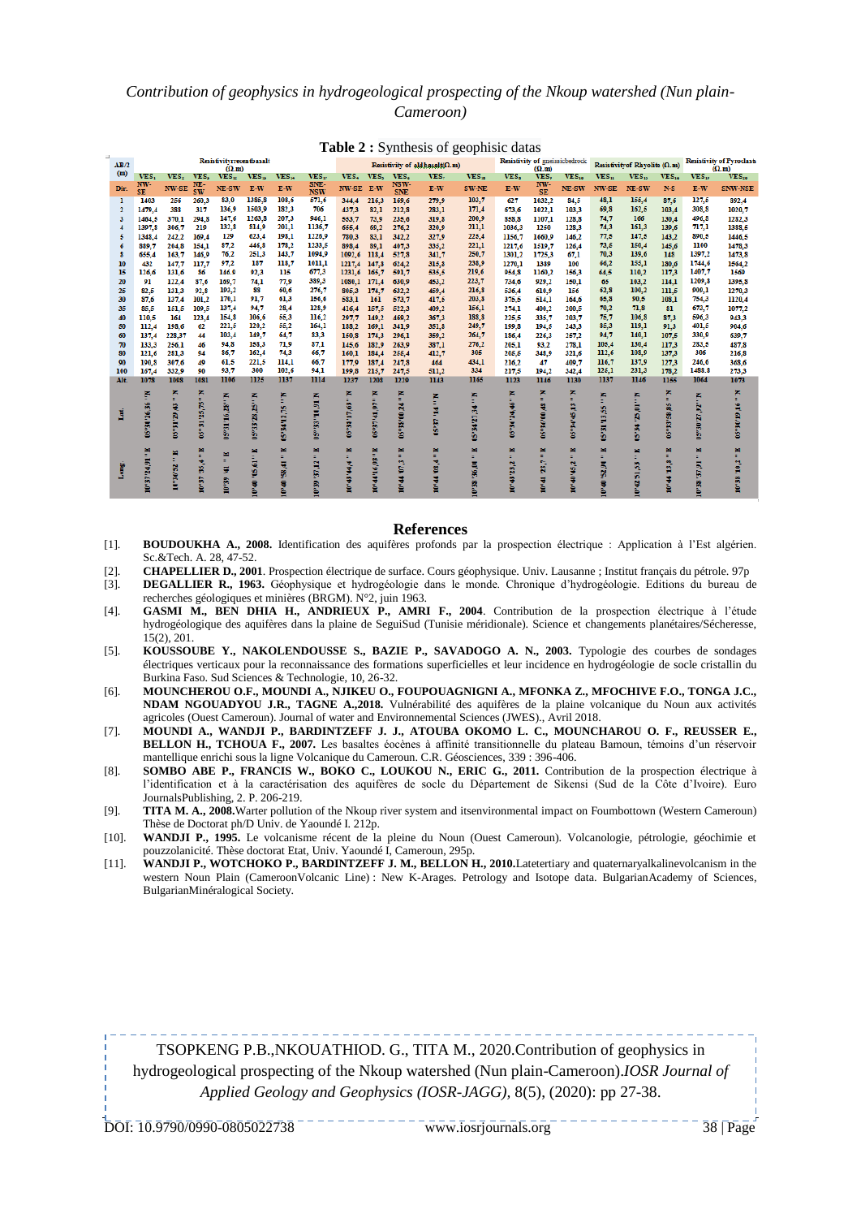**Table 2 :** Synthesis of geophisic datas

| AB/2 (m) | Resistivity recent basalt (Ω.m) | | | | | | | Resistivity of old basalts (Ω.m) | | | | | Resistivity of gneissic bedrock (Ω.m) | | | Resistivity of Rhyolite (Ω.m) | | | Resistivity of Pyroclasts (Ω.m) | |
|---|---|---|---|---|---|---|---|---|---|---|---|---|---|---|---|---|---|---|---|---|
| | VES₁ | VES₂ | VES₃ | VES₁₂ | VES₁₃ | VES₁₆ | VES₁₇ | VES₄ | VES₅ | VES₆ | VES₇ | VES₁₈ | VES₈ | VES₉ | VES₁₀ | VES₁₁ | VES₁₂ | VES₁₄ | VES₁₅ | VES₁₉ |
| Dir. | NW-SE | NW-SE | NE-SW | NE-SW | E-W | E-W | SNE-NSW | NW-SE | E-W | NSW-SNE | E-W | SW-NE | E-W | NW-SE | NE-SW | NW-SE | NE-SW | N-S | E-W | SNW-NSE |
| 1 | 1403 | 256 | 260,3 | 83,0 | 1385,8 | 108,6 | 571,6 | 344,4 | 216,3 | 169,6 | 279,9 | 103,7 | 627 | 1032,2 | 84,5 | 48,1 | 156,4 | 87,6 | 127,6 | 892,4 |
| 2 | 1479,4 | 388 | 317 | 136,9 | 1503,9 | 182,3 | 706 | 437,3 | 82,1 | 212,8 | 283,1 | 171,4 | 673,6 | 1022,1 | 103,3 | 69,8 | 162,5 | 103,4 | 308,8 | 1020,7 |
| 3 | 1404,5 | 370,1 | 294,8 | 147,6 | 1263,8 | 207,3 | 946,1 | 563,7 | 73,9 | 235,6 | 319,8 | 206,9 | 858,8 | 1107,1 | 128,8 | 74,7 | 166 | 130,4 | 496,8 | 1282,3 |
| 4 | 1397,8 | 306,7 | 219 | 132,8 | 814,9 | 201,1 | 1136,7 | 665,4 | 69,2 | 276,2 | 320,9 | 211,1 | 1036,3 | 1250 | 128,3 | 74,3 | 161,3 | 139,6 | 717,1 | 1388,6 |
| 5 | 1348,4 | 242,2 | 169,4 | 129 | 623,4 | 198,1 | 1120,9 | 780,3 | 82,1 | 342,2 | 327,9 | 228,4 | 1156,7 | 1600,9 | 146,2 | 77,5 | 147,5 | 143,2 | 890,5 | 1446,5 |
| 6 | 889,7 | 264,8 | 154,1 | 87,2 | 446,8 | 178,2 | 1233,5 | 898,4 | 89,1 | 497,3 | 335,2 | 221,1 | 1217,6 | 1519,7 | 126,4 | 73,6 | 150,4 | 145,6 | 1100 | 1478,3 |
| 8 | 655,4 | 163,7 | 146,9 | 76,2 | 261,3 | 143,7 | 1094,9 | 1092,6 | 118,4 | 527,8 | 341,7 | 250,7 | 1301,2 | 1725,3 | 67,1 | 70,3 | 139,6 | 148 | 1397,2 | 1473,8 |
| 10 | 432 | 147,7 | 117,7 | 97,2 | 187 | 118,7 | 1011,1 | 1217,4 | 147,8 | 624,2 | 315,8 | 238,9 | 1270,1 | 1389 | 100 | 66,2 | 155,1 | 180,6 | 1744,6 | 1564,2 |
| 15 | 126,6 | 131,6 | 86 | 146,0 | 92,3 | 115 | 677,3 | 1231,6 | 165,7 | 581,7 | 535,6 | 219,6 | 954,8 | 1160,2 | 156,3 | 64,5 | 110,2 | 117,3 | 1407,7 | 1569 |
| 20 | 91 | 122,4 | 87,6 | 169,7 | 74,1 | 77,9 | 389,3 | 1080,1 | 171,4 | 630,9 | 453,2 | 223,7 | 734,6 | 929,2 | 150,1 | 65 | 103,2 | 114,1 | 1209,8 | 1395,8 |
| 25 | 82,5 | 131,3 | 92,8 | 193,2 | 88 | 60,6 | 276,7 | 865,3 | 174,7 | 632,2 | 459,4 | 216,8 | 536,4 | 610,9 | 156 | 62,8 | 100,2 | 111,5 | 909,1 | 1270,3 |
| 30 | 87,6 | 137,4 | 101,2 | 170,1 | 91,7 | 61,3 | 156,6 | 583,1 | 161 | 573,7 | 417,5 | 203,8 | 375,5 | 514,1 | 164,6 | 65,8 | 90,5 | 108,1 | 754,3 | 1120,4 |
| 35 | 85,5 | 151,5 | 109,5 | 137,4 | 94,7 | 28,4 | 128,9 | 416,4 | 157,5 | 522,3 | 409,2 | 164,1 | 274,1 | 406,2 | 200,5 | 70,2 | 71,8 | 81 | 673,7 | 1077,2 |
| 40 | 110,5 | 161 | 123,4 | 154,8 | 106,6 | 55,3 | 116,2 | 297,7 | 149,2 | 460,2 | 367,3 | 188,8 | 225,5 | 335,7 | 203,7 | 75,7 | 106,8 | 87,3 | 596,3 | 943,3 |
| 50 | 112,4 | 198,6 | 62 | 221,5 | 129,2 | 55,2 | 164,1 | 188,2 | 169,1 | 341,9 | 351,8 | 249,7 | 199,8 | 194,5 | 243,3 | 85,3 | 119,1 | 91,3 | 401,5 | 904,6 |
| 60 | 137,4 | 228,37 | 44 | 103,4 | 149,7 | 64,7 | 83,3 | 160,8 | 174,3 | 296,1 | 369,2 | 261,7 | 186,4 | 226,3 | 267,2 | 94,7 | 140,1 | 107,5 | 330,9 | 630,7 |
| 70 | 133,3 | 266,1 | 46 | 94,8 | 183,3 | 71,9 | 87,1 | 145,6 | 182,9 | 263,9 | 387,1 | 276,2 | 205,1 | 93,2 | 278,1 | 106,4 | 130,4 | 117,3 | 283,5 | 487,8 |
| 80 | 121,6 | 281,3 | 94 | 86,7 | 162,4 | 74,3 | 66,7 | 160,1 | 184,4 | 255,4 | 412,7 | 306 | 205,6 | 348,9 | 221,6 | 112,6 | 108,9 | 137,3 | 306 | 216,8 |
| 90 | 190,8 | 307,6 | 49 | 61,5 | 221,5 | 114,1 | 66,7 | 177,9 | 187,4 | 247,8 | 464 | 434,1 | 216,2 | 47 | 409,7 | 116,7 | 137,9 | 127,3 | 246,6 | 368,6 |
| 100 | 167,4 | 332,9 | 90 | 93,7 | 300 | 102,6 | 94,1 | 199,8 | 215,7 | 247,5 | 511,2 | 324 | 217,5 | 194,2 | 342,4 | 126,1 | 231,2 | 178,2 | 1488,8 | 273,3 |
| Alt. | 1078 | 1008 | 1081 | 1106 | 1125 | 1137 | 1114 | 1237 | 1208 | 1220 | 1143 | 1165 | 1123 | 1116 | 1130 | 1137 | 1146 | 1155 | 1064 | 1073 |
| Lat. | 05°34'26.36'' N | 05°31'29.43'' N | 05°31'25.75'' N | 05°31'16.28'' N | 05°33'28.25'' N | 05°34'12.75'' N | 05°33'11.31 N | 05°37'17.63'' N | 05°37'41.37'' N | 05°38'00.24'' N | 05°37'14'' N | 05°34'27.34'' N | 05°36'24.46'' N | 05°36'00.48'' N | 05°34'45.13'' N | 05°31'13.55'' N | 05°34'25.01'' N | 05°33'50.85'' N | 05°30'27.32'' N | 05°34'19.16'' N |
| Long. | 10°37'24.31'' E | 10°36'52'' E | 10°37'35.4'' E | 10°39'41.'' E | 10°40'05.61'' E | 10°40'58.41'' E | 10°39'57.12'' E | 10°43'44.4'' E | 10°44'16.93'' E | 10°44'07.3'' E | 10°44'03.4'' E | 10°38'56.01'' E | 10°40'23.2'' E | 10°41'23.7'' E | 10°40'45.2'' E | 10°40'52.31'' E | 10°42'51.53'' E | 10°44'13.8'' E | 10°38'57.31'' E | 10°38'10.2'' E |

## References

[1]. **BOUDOUKHA A., 2008.** Identification des aquifères profonds par la prospection électrique : Application à l'Est algérien. Sc.&Tech. A. 28, 47-52.

[2]. **CHAPELLIER D., 2001**. Prospection électrique de surface. Cours géophysique. Univ. Lausanne ; Institut français du pétrole. 97p

[3]. **DEGALLIER R., 1963.** Géophysique et hydrogéologie dans le monde. Chronique d'hydrogéologie. Editions du bureau de recherches géologiques et minières (BRGM). N°2, juin 1963.

[4]. **GASMI M., BEN DHIA H., ANDRIEUX P., AMRI F., 2004**. Contribution de la prospection électrique à l'étude hydrogéologique des aquifères dans la plaine de SeguiSud (Tunisie méridionale). Science et changements planétaires/Sécheresse, 15(2), 201.

[5]. **KOUSSOUBE Y., NAKOLENDOUSSE S., BAZIE P., SAVADOGO A. N., 2003.** Typologie des courbes de sondages électriques verticaux pour la reconnaissance des formations superficielles et leur incidence en hydrogéologie de socle cristallin du Burkina Faso. Sud Sciences & Technologie, 10, 26-32.

[6]. **MOUNCHEROU O.F., MOUNDI A., NJIKEU O., FOUPOUAGNIGNI A., MFONKA Z., MFOCHIVE F.O., TONGA J.C., NDAM NGOUADYOU J.R., TAGNE A.,2018.** Vulnérabilité des aquifères de la plaine volcanique du Noun aux activités agricoles (Ouest Cameroun). Journal of water and Environnemental Sciences (JWES)., Avril 2018.

[7]. **MOUNDI A., WANDJI P., BARDINTZEFF J. J., ATOUBA OKOMO L. C., MOUNCHAROU O. F., REUSSER E., BELLON H., TCHOUA F., 2007.** Les basaltes éocènes à affinité transitionnelle du plateau Bamoun, témoins d'un réservoir mantellique enrichi sous la ligne Volcanique du Cameroun. C.R. Géosciences, 339 : 396-406.

[8]. **SOMBO ABE P., FRANCIS W., BOKO C., LOUKOU N., ERIC G., 2011.** Contribution de la prospection électrique à l'identification et à la caractérisation des aquifères de socle du Département de Sikensi (Sud de la Côte d'Ivoire). Euro JournalsPublishing, 2. P. 206-219.

[9]. **TITA M. A., 2008.**Warter pollution of the Nkoup river system and itsenvironmental impact on Foumbottown (Western Cameroun) Thèse de Doctorat ph/D Univ. de Yaoundé I. 212p.

[10]. **WANDJI P., 1995.** Le volcanisme récent de la pleine du Noun (Ouest Cameroun). Volcanologie, pétrologie, géochimie et pouzzolanicité. Thèse doctorat Etat, Univ. Yaoundé I, Cameroun, 295p.

[11]. **WANDJI P., WOTCHOKO P., BARDINTZEFF J. M., BELLON H., 2010.**Latetertiary and quaternaryalkalinevolcanism in the western Noun Plain (CameroonVolcanic Line) : New K-Arages. Petrology and Isotope data. BulgarianAcademy of Sciences, BulgarianMinéralogical Society.

TSOPKENG P.B.,NKOUATHIOD. G., TITA M., 2020.Contribution of geophysics in hydrogeological prospecting of the Nkoup watershed (Nun plain-Cameroon).*IOSR Journal of Applied Geology and Geophysics (IOSR-JAGG)*, 8(5), (2020): pp 27-38.